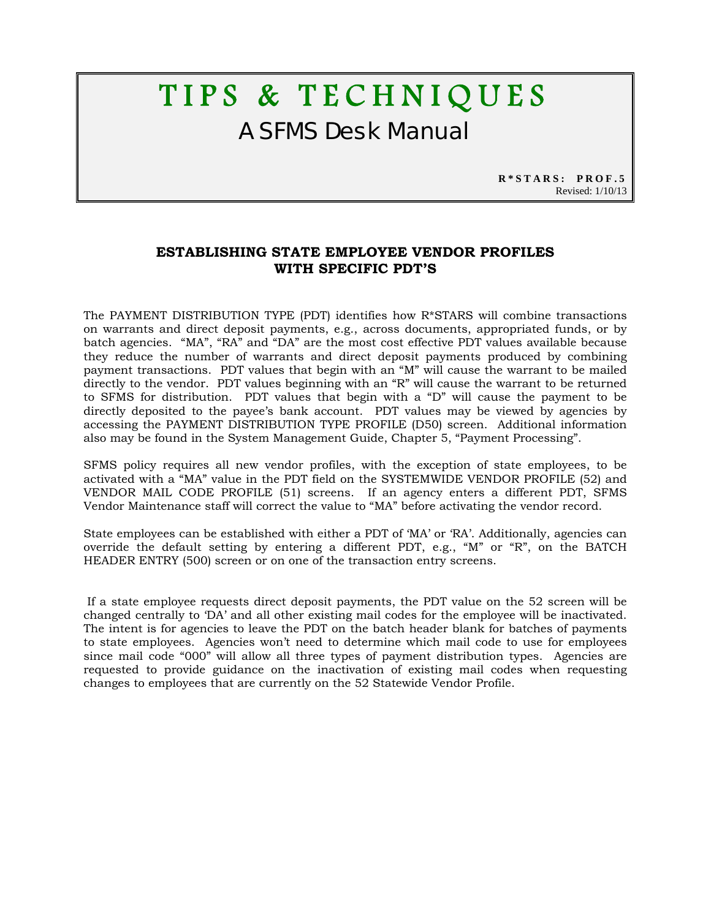# TIPS & TECHNIQUES

## A SFMS Desk Manual

**R\*STARS: PROF.5**
Revised: 1/10/13

## ESTABLISHING STATE EMPLOYEE VENDOR PROFILES WITH SPECIFIC PDT'S

The PAYMENT DISTRIBUTION TYPE (PDT) identifies how R*STARS will combine transactions on warrants and direct deposit payments, e.g., across documents, appropriated funds, or by batch agencies. "MA", "RA" and "DA" are the most cost effective PDT values available because they reduce the number of warrants and direct deposit payments produced by combining payment transactions. PDT values that begin with an "M" will cause the warrant to be mailed directly to the vendor. PDT values beginning with an "R" will cause the warrant to be returned to SFMS for distribution. PDT values that begin with a "D" will cause the payment to be directly deposited to the payee's bank account. PDT values may be viewed by agencies by accessing the PAYMENT DISTRIBUTION TYPE PROFILE (D50) screen. Additional information also may be found in the System Management Guide, Chapter 5, "Payment Processing".

SFMS policy requires all new vendor profiles, with the exception of state employees, to be activated with a "MA" value in the PDT field on the SYSTEMWIDE VENDOR PROFILE (52) and VENDOR MAIL CODE PROFILE (51) screens. If an agency enters a different PDT, SFMS Vendor Maintenance staff will correct the value to "MA" before activating the vendor record.

State employees can be established with either a PDT of 'MA' or 'RA'. Additionally, agencies can override the default setting by entering a different PDT, e.g., "M" or "R", on the BATCH HEADER ENTRY (500) screen or on one of the transaction entry screens.

If a state employee requests direct deposit payments, the PDT value on the 52 screen will be changed centrally to 'DA' and all other existing mail codes for the employee will be inactivated. The intent is for agencies to leave the PDT on the batch header blank for batches of payments to state employees. Agencies won't need to determine which mail code to use for employees since mail code "000" will allow all three types of payment distribution types. Agencies are requested to provide guidance on the inactivation of existing mail codes when requesting changes to employees that are currently on the 52 Statewide Vendor Profile.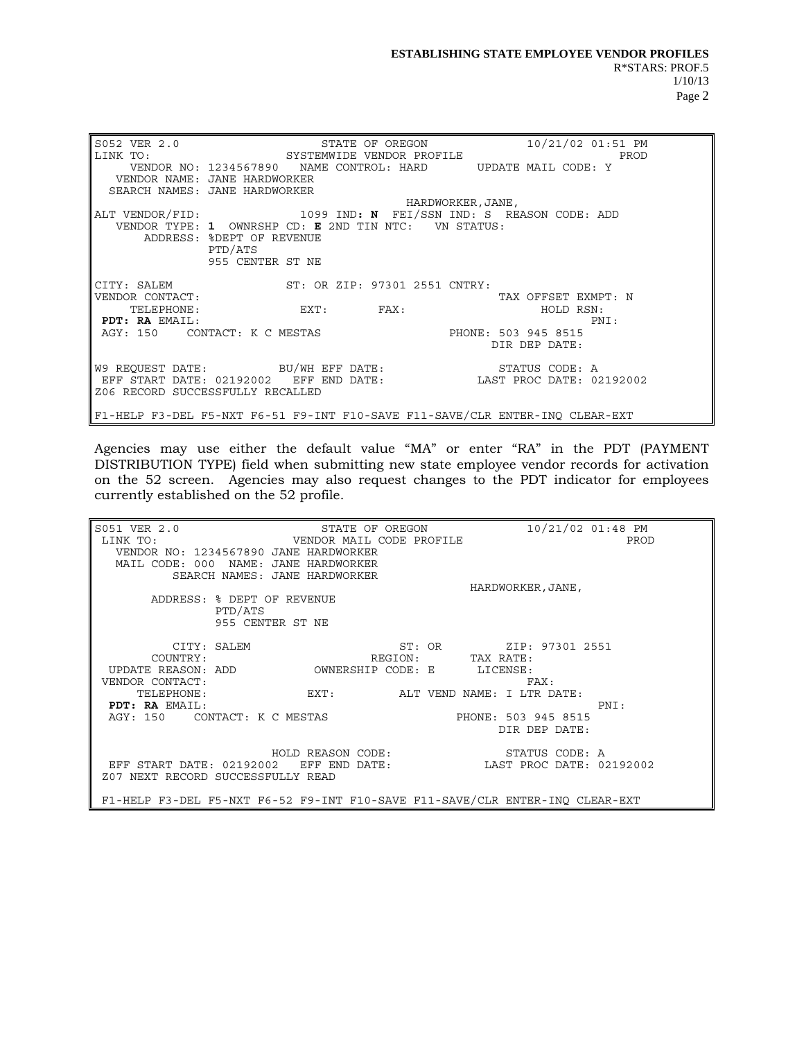```
S052 VER 2.0                    STATE OF OREGON              10/21/02 01:51 PM
LINK TO:                    SYSTEMWIDE VENDOR PROFILE                     PROD
    VENDOR NO: 1234567890   NAME CONTROL: HARD       UPDATE MAIL CODE: Y
   VENDOR NAME: JANE HARDWORKER
  SEARCH NAMES: JANE HARDWORKER
                                                  HARDWORKER,JANE,
ALT VENDOR/FID:               1099 IND: N  FEI/SSN IND: S  REASON CODE: ADD
   VENDOR TYPE: 1  OWNRSHP CD: E 2ND TIN NTC:   VN STATUS:
       ADDRESS: %DEPT OF REVENUE
              PTD/ATS
              955 CENTER ST NE

CITY: SALEM                ST: OR ZIP: 97301 2551 CNTRY:
VENDOR CONTACT:                                         TAX OFFSET EXMPT: N
    TELEPHONE:              EXT:       FAX:                    HOLD RSN:
 PDT: RA EMAIL:                                                         PNI:
 AGY: 150    CONTACT: K C MESTAS                  PHONE: 503 945 8515
                                                       DIR DEP DATE:

W9 REQUEST DATE:          BU/WH EFF DATE:              STATUS CODE: A
 EFF START DATE: 02192002   EFF END DATE:          LAST PROC DATE: 02192002
Z06 RECORD SUCCESSFULLY RECALLED

F1-HELP F3-DEL F5-NXT F6-51 F9-INT F10-SAVE F11-SAVE/CLR ENTER-INQ CLEAR-EXT
```

Agencies may use either the default value "MA" or enter "RA" in the PDT (PAYMENT DISTRIBUTION TYPE) field when submitting new state employee vendor records for activation on the 52 screen. Agencies may also request changes to the PDT indicator for employees currently established on the 52 profile.

```
S051 VER 2.0                    STATE OF OREGON              10/21/02 01:48 PM
 LINK TO:                   VENDOR MAIL CODE PROFILE                      PROD
   VENDOR NO: 1234567890 JANE HARDWORKER
   MAIL CODE: 000  NAME: JANE HARDWORKER
          SEARCH NAMES: JANE HARDWORKER
                                                    HARDWORKER,JANE,
       ADDRESS: % DEPT OF REVENUE
              PTD/ATS
              955 CENTER ST NE

          CITY: SALEM                    ST: OR        ZIP: 97301 2551
       COUNTRY:                       REGION:       TAX RATE:
 UPDATE REASON: ADD          OWNERSHIP CODE: E      LICENSE:
 VENDOR CONTACT:                                         FAX:
     TELEPHONE:              EXT:         ALT VEND NAME: I LTR DATE:
 PDT: RA EMAIL:                                                         PNI:
 AGY: 150    CONTACT: K C MESTAS                  PHONE: 503 945 8515
                                                       DIR DEP DATE:

                        HOLD REASON CODE:              STATUS CODE: A
 EFF START DATE: 02192002   EFF END DATE:          LAST PROC DATE: 02192002
 Z07 NEXT RECORD SUCCESSFULLY READ

 F1-HELP F3-DEL F5-NXT F6-52 F9-INT F10-SAVE F11-SAVE/CLR ENTER-INQ CLEAR-EXT
```